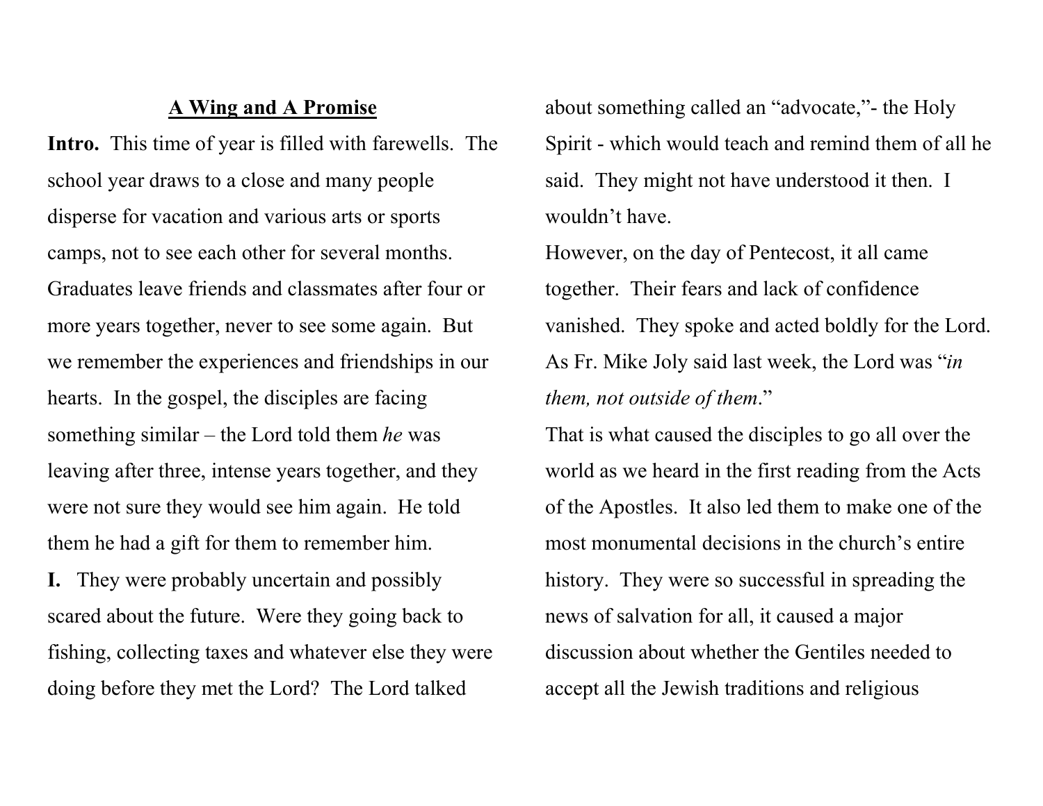## **A Wing and A Promise**

**Intro.** This time of year is filled with farewells. The school year draws to a close and many people disperse for vacation and various arts or sports camps, not to see each other for several months. Graduates leave friends and classmates after four or more years together, never to see some again. But we remember the experiences and friendships in our hearts. In the gospel, the disciples are facing something similar – the Lord told them *he* was leaving after three, intense years together, and they were not sure they would see him again. He told them he had a gift for them to remember him.

**I.** They were probably uncertain and possibly scared about the future. Were they going back to fishing, collecting taxes and whatever else they were doing before they met the Lord? The Lord talked about something called an "advocate,"- the Holy Spirit - which would teach and remind them of all he said. They might not have understood it then. I wouldn't have.

However, on the day of Pentecost, it all came together. Their fears and lack of confidence vanished. They spoke and acted boldly for the Lord. As Fr. Mike Joly said last week, the Lord was "*in them, not outside of them*."

That is what caused the disciples to go all over the world as we heard in the first reading from the Acts of the Apostles. It also led them to make one of the most monumental decisions in the church's entire history. They were so successful in spreading the news of salvation for all, it caused a major discussion about whether the Gentiles needed to accept all the Jewish traditions and religious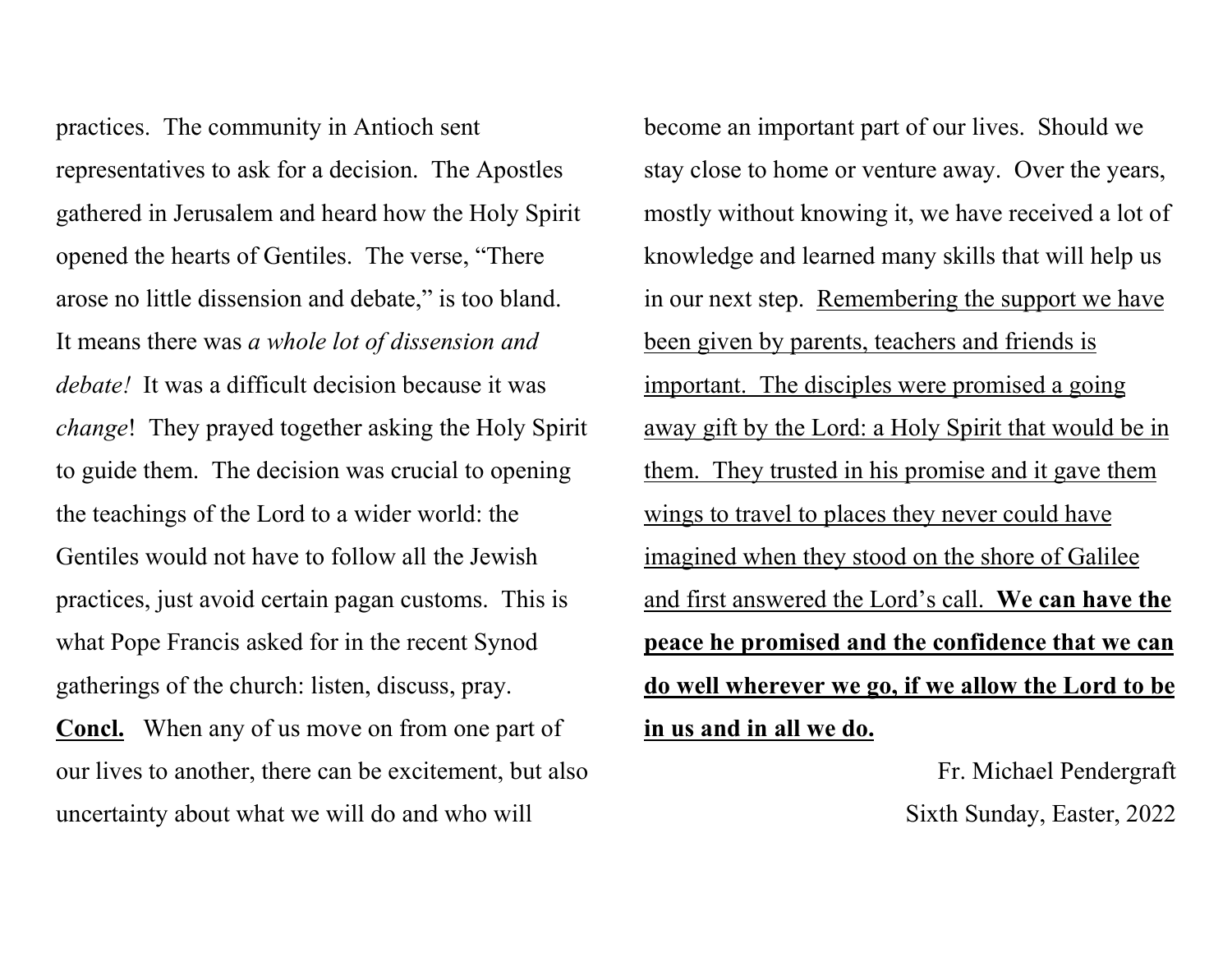practices. The community in Antioch sent representatives to ask for a decision. The Apostles gathered in Jerusalem and heard how the Holy Spirit opened the hearts of Gentiles. The verse, "There arose no little dissension and debate," is too bland. It means there was *a whole lot of dissension and debate!* It was a difficult decision because it was *change*! They prayed together asking the Holy Spirit to guide them. The decision was crucial to opening the teachings of the Lord to a wider world: the Gentiles would not have to follow all the Jewish practices, just avoid certain pagan customs. This is what Pope Francis asked for in the recent Synod gatherings of the church: listen, discuss, pray.

<u>**Concl.**</u> When any of us move on from one part of our lives to another, there can be excitement, but also uncertainty about what we will do and who will become an important part of our lives. Should we stay close to home or venture away. Over the years, mostly without knowing it, we have received a lot of knowledge and learned many skills that will help us in our next step. <u>Remembering the support we have been given by parents, teachers and friends is important. The disciples were promised a going away gift by the Lord: a Holy Spirit that would be in them. They trusted in his promise and it gave them wings to travel to places they never could have imagined when they stood on the shore of Galilee and first answered the Lord's call.</u> <u>**We can have the peace he promised and the confidence that we can do well wherever we go, if we allow the Lord to be in us and in all we do.**</u>

Fr. Michael Pendergraft
Sixth Sunday, Easter, 2022